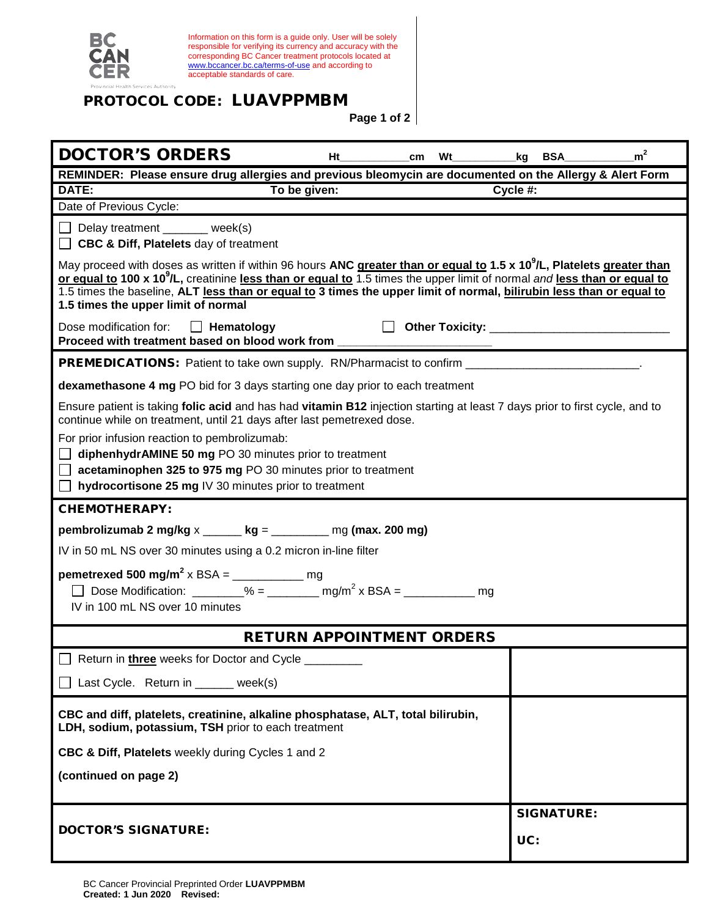BC CANCER Provincial Health Services Authority

Information on this form is a guide only. User will be solely responsible for verifying its currency and accuracy with the corresponding BC Cancer treatment protocols located at www.bccancer.bc.ca/terms-of-use and according to acceptable standards of care.

# PROTOCOL CODE: LUAVPPMBM

## DOCTOR'S ORDERS

Ht___________cm Wt__________kg BSA___________$m^2$

**REMINDER: Please ensure drug allergies and previous bleomycin are documented on the Allergy & Alert Form**

**DATE:** **To be given:** **Cycle #:**

Date of Previous Cycle:

☐ Delay treatment _______ week(s)
☐ **CBC & Diff, Platelets** day of treatment

May proceed with doses as written if within 96 hours **ANC greater than or equal to 1.5 x $10^9$/L, Platelets greater than or equal to 100 x $10^9$/L,** creatinine less than or equal to 1.5 times the upper limit of normal *and* less than or equal to 1.5 times the baseline, **ALT less than or equal to 3 times the upper limit of normal, bilirubin less than or equal to 1.5 times the upper limit of normal**

Dose modification for: ☐ **Hematology** ☐ **Other Toxicity:** ___________________________
**Proceed with treatment based on blood work from** ________________________

**PREMEDICATIONS:** Patient to take own supply. RN/Pharmacist to confirm ___________________________.

**dexamethasone 4 mg** PO bid for 3 days starting one day prior to each treatment

Ensure patient is taking **folic acid** and has had **vitamin B12** injection starting at least 7 days prior to first cycle, and to continue while on treatment, until 21 days after last pemetrexed dose.

For prior infusion reaction to pembrolizumab:
☐ **diphenhydrAMINE 50 mg** PO 30 minutes prior to treatment
☐ **acetaminophen 325 to 975 mg** PO 30 minutes prior to treatment
☐ **hydrocortisone 25 mg** IV 30 minutes prior to treatment

**CHEMOTHERAPY:**

**pembrolizumab 2 mg/kg** x ______ **kg** = _________ mg **(max. 200 mg)**

IV in 50 mL NS over 30 minutes using a 0.2 micron in-line filter

**pemetrexed 500 mg/$m^2$** x BSA = ___________ mg
☐ Dose Modification: ________% = ________ mg/$m^2$ x BSA = ___________ mg
IV in 100 mL NS over 10 minutes

## RETURN APPOINTMENT ORDERS

☐ Return in **three** weeks for Doctor and Cycle _________

☐ Last Cycle. Return in ______ week(s)

**CBC and diff, platelets, creatinine, alkaline phosphatase, ALT, total bilirubin, LDH, sodium, potassium, TSH** prior to each treatment

**CBC & Diff, Platelets** weekly during Cycles 1 and 2

**(continued on page 2)**

**DOCTOR'S SIGNATURE:**

**SIGNATURE:**

**UC:**

BC Cancer Provincial Preprinted Order **LUAVPPMBM**
**Created: 1 Jun 2020 Revised:**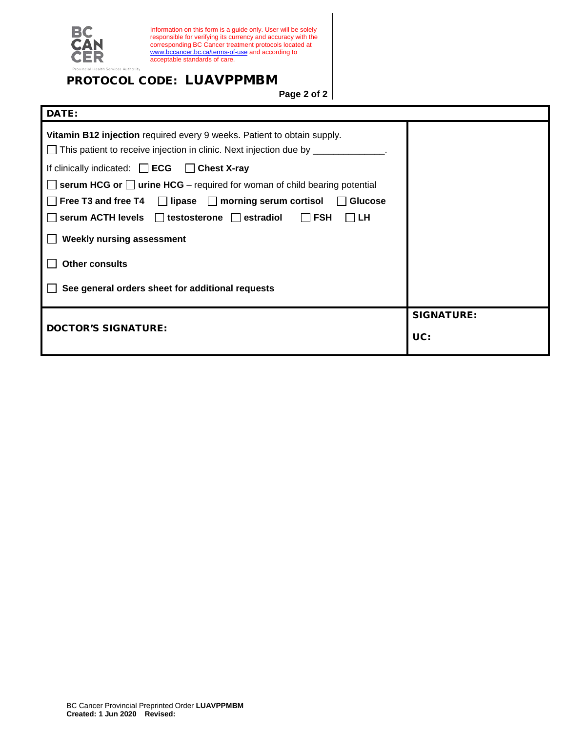Information on this form is a guide only. User will be solely responsible for verifying its currency and accuracy with the corresponding BC Cancer treatment protocols located at www.bccancer.bc.ca/terms-of-use and according to acceptable standards of care.

**PROTOCOL CODE: LUAVPPMBM**

| DATE: | |
|---|---|
| **Vitamin B12 injection** required every 9 weeks. Patient to obtain supply.<br>☐ This patient to receive injection in clinic. Next injection due by _____________.<br>If clinically indicated: ☐ **ECG** ☐ **Chest X-ray**<br>☐ **serum HCG or** ☐ **urine HCG** – required for woman of child bearing potential<br>☐ **Free T3 and free T4** ☐ **lipase** ☐ **morning serum cortisol** ☐ **Glucose**<br>☐ **serum ACTH levels** ☐ **testosterone** ☐ **estradiol** ☐ **FSH** ☐ **LH**<br>☐ **Weekly nursing assessment**<br>☐ **Other consults**<br>☐ **See general orders sheet for additional requests** | |
| **DOCTOR'S SIGNATURE:** | **SIGNATURE:**<br>**UC:** |

BC Cancer Provincial Preprinted Order **LUAVPPMBM**
**Created: 1 Jun 2020 Revised:**